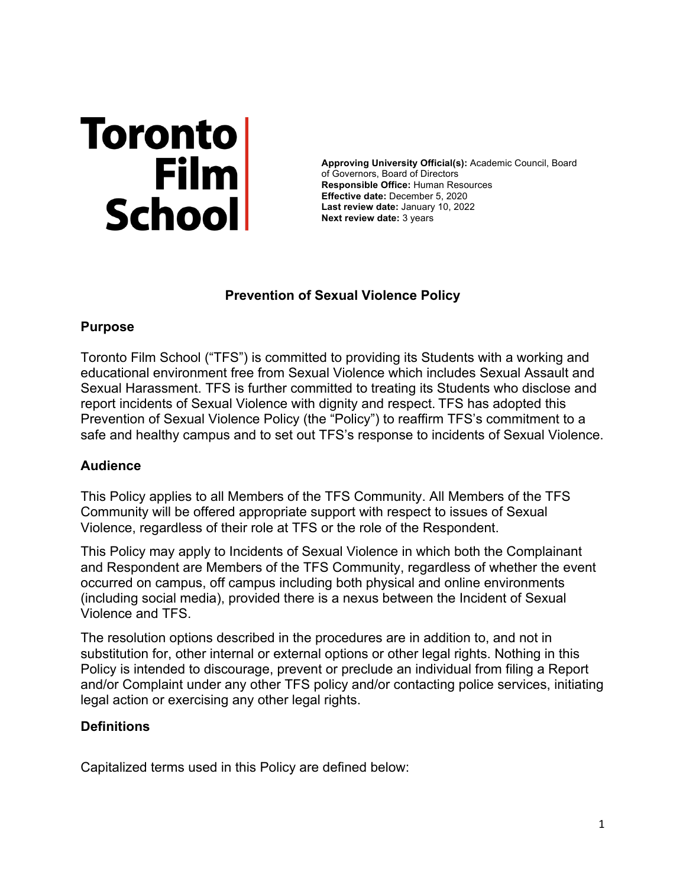Toronto Film School

**Approving University Official(s):** Academic Council, Board of Governors, Board of Directors
**Responsible Office:** Human Resources
**Effective date:** December 5, 2020
**Last review date:** January 10, 2022
**Next review date:** 3 years

# Prevention of Sexual Violence Policy

## Purpose

Toronto Film School ("TFS") is committed to providing its Students with a working and educational environment free from Sexual Violence which includes Sexual Assault and Sexual Harassment. TFS is further committed to treating its Students who disclose and report incidents of Sexual Violence with dignity and respect. TFS has adopted this Prevention of Sexual Violence Policy (the "Policy") to reaffirm TFS's commitment to a safe and healthy campus and to set out TFS's response to incidents of Sexual Violence.

## Audience

This Policy applies to all Members of the TFS Community. All Members of the TFS Community will be offered appropriate support with respect to issues of Sexual Violence, regardless of their role at TFS or the role of the Respondent.

This Policy may apply to Incidents of Sexual Violence in which both the Complainant and Respondent are Members of the TFS Community, regardless of whether the event occurred on campus, off campus including both physical and online environments (including social media), provided there is a nexus between the Incident of Sexual Violence and TFS.

The resolution options described in the procedures are in addition to, and not in substitution for, other internal or external options or other legal rights. Nothing in this Policy is intended to discourage, prevent or preclude an individual from filing a Report and/or Complaint under any other TFS policy and/or contacting police services, initiating legal action or exercising any other legal rights.

## Definitions

Capitalized terms used in this Policy are defined below: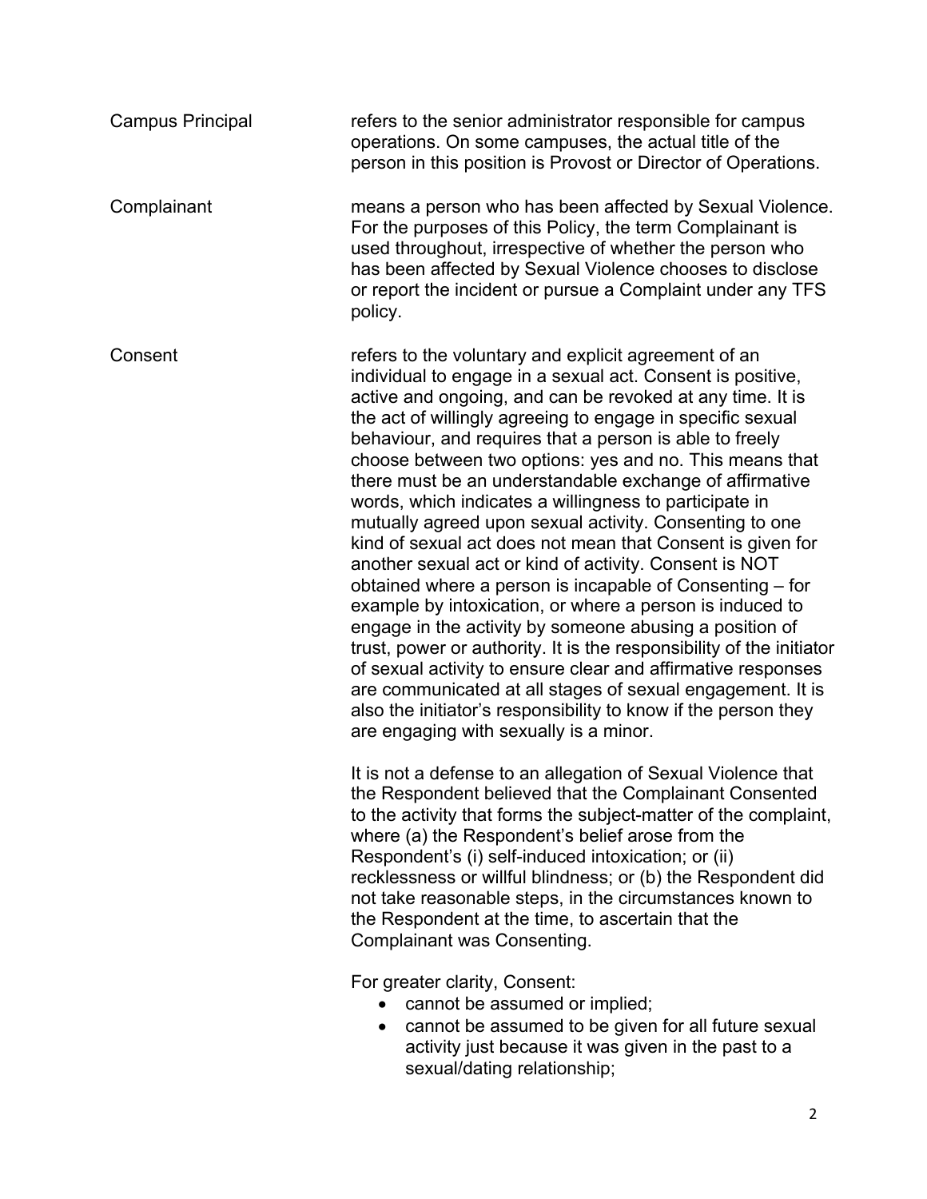**Campus Principal** refers to the senior administrator responsible for campus operations. On some campuses, the actual title of the person in this position is Provost or Director of Operations.

**Complainant** means a person who has been affected by Sexual Violence. For the purposes of this Policy, the term Complainant is used throughout, irrespective of whether the person who has been affected by Sexual Violence chooses to disclose or report the incident or pursue a Complaint under any TFS policy.

**Consent** refers to the voluntary and explicit agreement of an individual to engage in a sexual act. Consent is positive, active and ongoing, and can be revoked at any time. It is the act of willingly agreeing to engage in specific sexual behaviour, and requires that a person is able to freely choose between two options: yes and no. This means that there must be an understandable exchange of affirmative words, which indicates a willingness to participate in mutually agreed upon sexual activity. Consenting to one kind of sexual act does not mean that Consent is given for another sexual act or kind of activity. Consent is NOT obtained where a person is incapable of Consenting – for example by intoxication, or where a person is induced to engage in the activity by someone abusing a position of trust, power or authority. It is the responsibility of the initiator of sexual activity to ensure clear and affirmative responses are communicated at all stages of sexual engagement. It is also the initiator's responsibility to know if the person they are engaging with sexually is a minor.

It is not a defense to an allegation of Sexual Violence that the Respondent believed that the Complainant Consented to the activity that forms the subject-matter of the complaint, where (a) the Respondent's belief arose from the Respondent's (i) self-induced intoxication; or (ii) recklessness or willful blindness; or (b) the Respondent did not take reasonable steps, in the circumstances known to the Respondent at the time, to ascertain that the Complainant was Consenting.

For greater clarity, Consent:

- cannot be assumed or implied;
- cannot be assumed to be given for all future sexual activity just because it was given in the past to a sexual/dating relationship;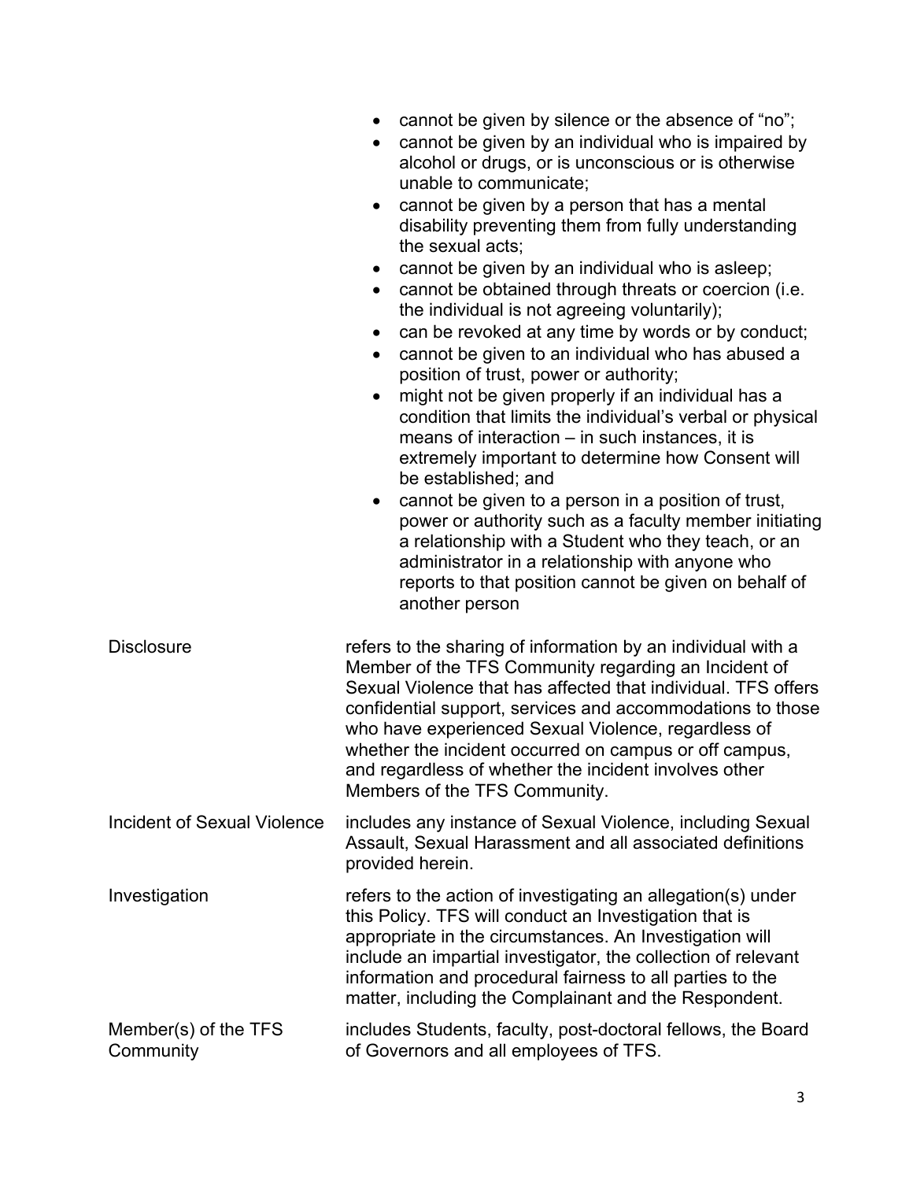|  |  |
|---|---|
|  | • cannot be given by silence or the absence of "no";<br>• cannot be given by an individual who is impaired by alcohol or drugs, or is unconscious or is otherwise unable to communicate;<br>• cannot be given by a person that has a mental disability preventing them from fully understanding the sexual acts;<br>• cannot be given by an individual who is asleep;<br>• cannot be obtained through threats or coercion (i.e. the individual is not agreeing voluntarily);<br>• can be revoked at any time by words or by conduct;<br>• cannot be given to an individual who has abused a position of trust, power or authority;<br>• might not be given properly if an individual has a condition that limits the individual's verbal or physical means of interaction – in such instances, it is extremely important to determine how Consent will be established; and<br>• cannot be given to a person in a position of trust, power or authority such as a faculty member initiating a relationship with a Student who they teach, or an administrator in a relationship with anyone who reports to that position cannot be given on behalf of another person |
| Disclosure | refers to the sharing of information by an individual with a Member of the TFS Community regarding an Incident of Sexual Violence that has affected that individual. TFS offers confidential support, services and accommodations to those who have experienced Sexual Violence, regardless of whether the incident occurred on campus or off campus, and regardless of whether the incident involves other Members of the TFS Community. |
| Incident of Sexual Violence | includes any instance of Sexual Violence, including Sexual Assault, Sexual Harassment and all associated definitions provided herein. |
| Investigation | refers to the action of investigating an allegation(s) under this Policy. TFS will conduct an Investigation that is appropriate in the circumstances. An Investigation will include an impartial investigator, the collection of relevant information and procedural fairness to all parties to the matter, including the Complainant and the Respondent. |
| Member(s) of the TFS Community | includes Students, faculty, post-doctoral fellows, the Board of Governors and all employees of TFS. |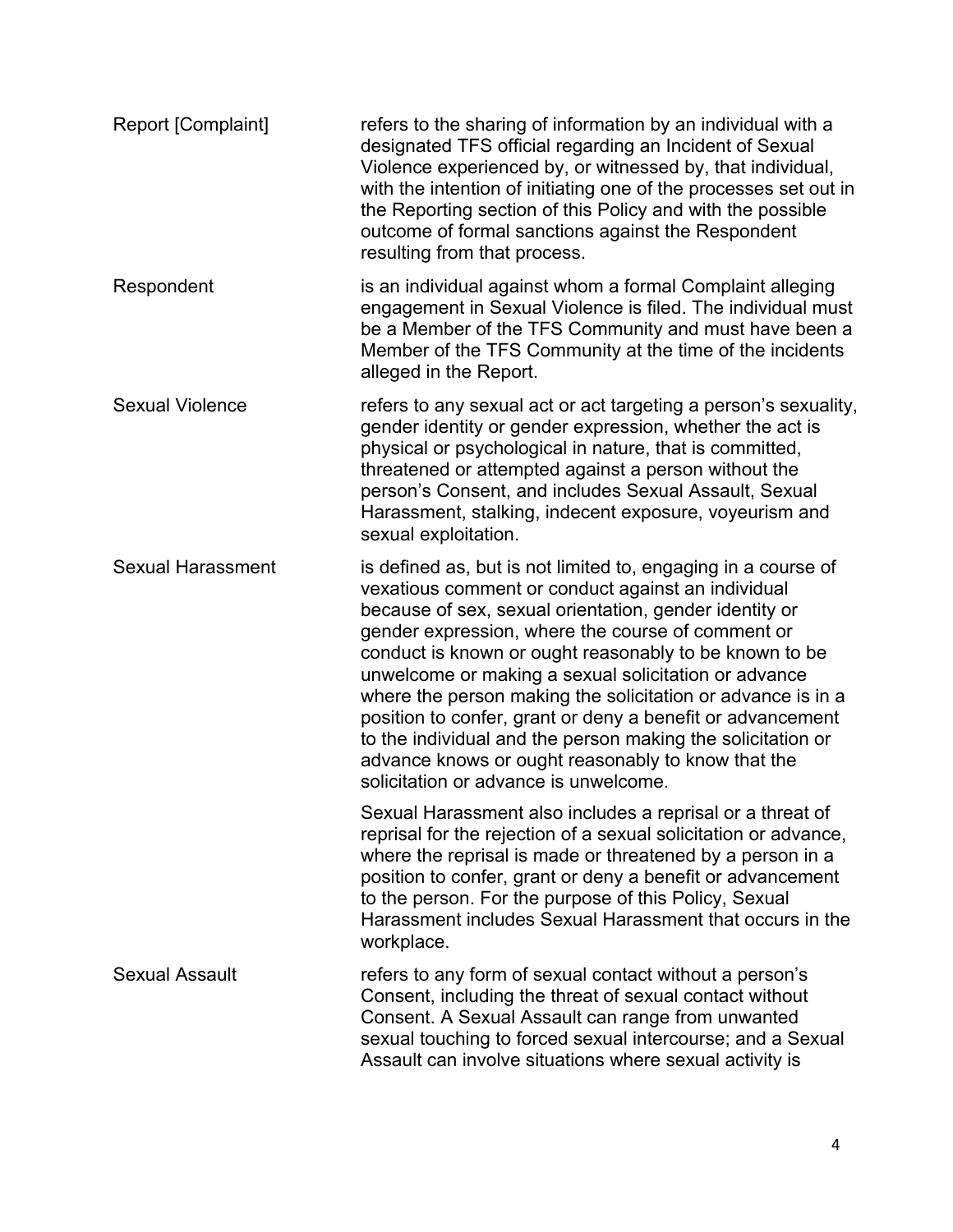| | |
|---|---|
| Report [Complaint] | refers to the sharing of information by an individual with a designated TFS official regarding an Incident of Sexual Violence experienced by, or witnessed by, that individual, with the intention of initiating one of the processes set out in the Reporting section of this Policy and with the possible outcome of formal sanctions against the Respondent resulting from that process. |
| Respondent | is an individual against whom a formal Complaint alleging engagement in Sexual Violence is filed. The individual must be a Member of the TFS Community and must have been a Member of the TFS Community at the time of the incidents alleged in the Report. |
| Sexual Violence | refers to any sexual act or act targeting a person's sexuality, gender identity or gender expression, whether the act is physical or psychological in nature, that is committed, threatened or attempted against a person without the person's Consent, and includes Sexual Assault, Sexual Harassment, stalking, indecent exposure, voyeurism and sexual exploitation. |
| Sexual Harassment | is defined as, but is not limited to, engaging in a course of vexatious comment or conduct against an individual because of sex, sexual orientation, gender identity or gender expression, where the course of comment or conduct is known or ought reasonably to be known to be unwelcome or making a sexual solicitation or advance where the person making the solicitation or advance is in a position to confer, grant or deny a benefit or advancement to the individual and the person making the solicitation or advance knows or ought reasonably to know that the solicitation or advance is unwelcome.<br><br>Sexual Harassment also includes a reprisal or a threat of reprisal for the rejection of a sexual solicitation or advance, where the reprisal is made or threatened by a person in a position to confer, grant or deny a benefit or advancement to the person. For the purpose of this Policy, Sexual Harassment includes Sexual Harassment that occurs in the workplace. |
| Sexual Assault | refers to any form of sexual contact without a person's Consent, including the threat of sexual contact without Consent. A Sexual Assault can range from unwanted sexual touching to forced sexual intercourse; and a Sexual Assault can involve situations where sexual activity is |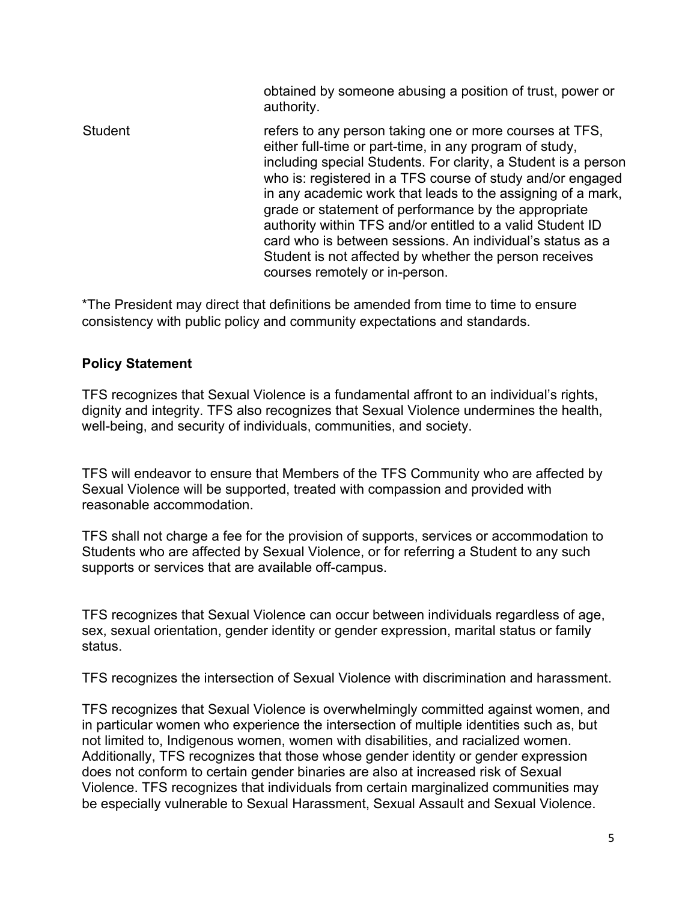| | |
|---|---|
| | obtained by someone abusing a position of trust, power or authority. |
| Student | refers to any person taking one or more courses at TFS, either full-time or part-time, in any program of study, including special Students. For clarity, a Student is a person who is: registered in a TFS course of study and/or engaged in any academic work that leads to the assigning of a mark, grade or statement of performance by the appropriate authority within TFS and/or entitled to a valid Student ID card who is between sessions. An individual's status as a Student is not affected by whether the person receives courses remotely or in-person. |

*The President may direct that definitions be amended from time to time to ensure consistency with public policy and community expectations and standards.

**Policy Statement**

TFS recognizes that Sexual Violence is a fundamental affront to an individual's rights, dignity and integrity. TFS also recognizes that Sexual Violence undermines the health, well-being, and security of individuals, communities, and society.

TFS will endeavor to ensure that Members of the TFS Community who are affected by Sexual Violence will be supported, treated with compassion and provided with reasonable accommodation.

TFS shall not charge a fee for the provision of supports, services or accommodation to Students who are affected by Sexual Violence, or for referring a Student to any such supports or services that are available off-campus.

TFS recognizes that Sexual Violence can occur between individuals regardless of age, sex, sexual orientation, gender identity or gender expression, marital status or family status.

TFS recognizes the intersection of Sexual Violence with discrimination and harassment.

TFS recognizes that Sexual Violence is overwhelmingly committed against women, and in particular women who experience the intersection of multiple identities such as, but not limited to, Indigenous women, women with disabilities, and racialized women. Additionally, TFS recognizes that those whose gender identity or gender expression does not conform to certain gender binaries are also at increased risk of Sexual Violence. TFS recognizes that individuals from certain marginalized communities may be especially vulnerable to Sexual Harassment, Sexual Assault and Sexual Violence.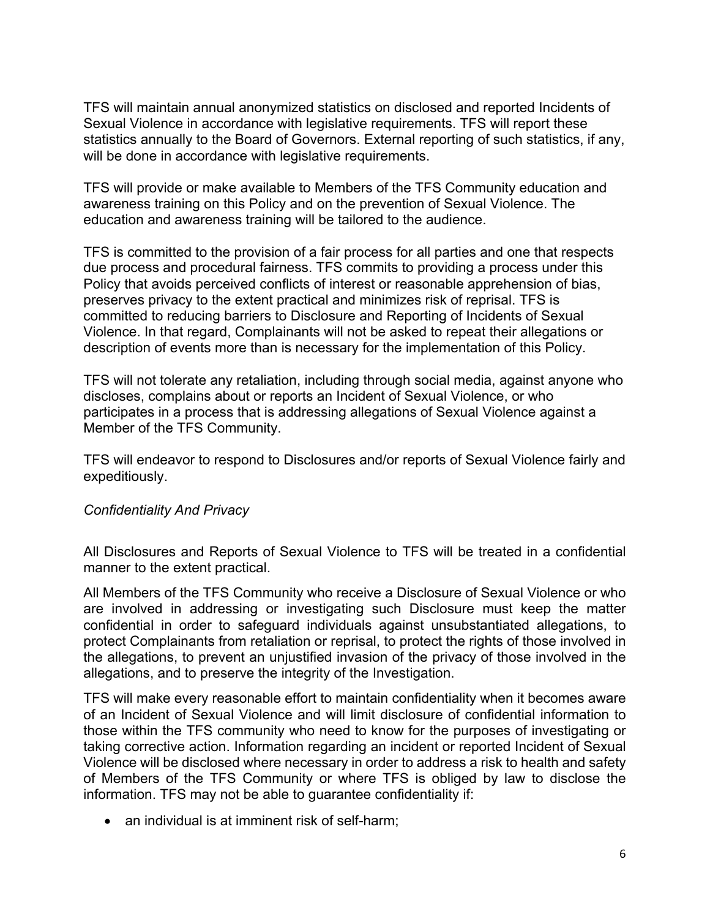TFS will maintain annual anonymized statistics on disclosed and reported Incidents of Sexual Violence in accordance with legislative requirements. TFS will report these statistics annually to the Board of Governors. External reporting of such statistics, if any, will be done in accordance with legislative requirements.

TFS will provide or make available to Members of the TFS Community education and awareness training on this Policy and on the prevention of Sexual Violence. The education and awareness training will be tailored to the audience.

TFS is committed to the provision of a fair process for all parties and one that respects due process and procedural fairness. TFS commits to providing a process under this Policy that avoids perceived conflicts of interest or reasonable apprehension of bias, preserves privacy to the extent practical and minimizes risk of reprisal. TFS is committed to reducing barriers to Disclosure and Reporting of Incidents of Sexual Violence. In that regard, Complainants will not be asked to repeat their allegations or description of events more than is necessary for the implementation of this Policy.

TFS will not tolerate any retaliation, including through social media, against anyone who discloses, complains about or reports an Incident of Sexual Violence, or who participates in a process that is addressing allegations of Sexual Violence against a Member of the TFS Community.

TFS will endeavor to respond to Disclosures and/or reports of Sexual Violence fairly and expeditiously.

*Confidentiality And Privacy*

All Disclosures and Reports of Sexual Violence to TFS will be treated in a confidential manner to the extent practical.

All Members of the TFS Community who receive a Disclosure of Sexual Violence or who are involved in addressing or investigating such Disclosure must keep the matter confidential in order to safeguard individuals against unsubstantiated allegations, to protect Complainants from retaliation or reprisal, to protect the rights of those involved in the allegations, to prevent an unjustified invasion of the privacy of those involved in the allegations, and to preserve the integrity of the Investigation.

TFS will make every reasonable effort to maintain confidentiality when it becomes aware of an Incident of Sexual Violence and will limit disclosure of confidential information to those within the TFS community who need to know for the purposes of investigating or taking corrective action. Information regarding an incident or reported Incident of Sexual Violence will be disclosed where necessary in order to address a risk to health and safety of Members of the TFS Community or where TFS is obliged by law to disclose the information. TFS may not be able to guarantee confidentiality if:

- an individual is at imminent risk of self-harm;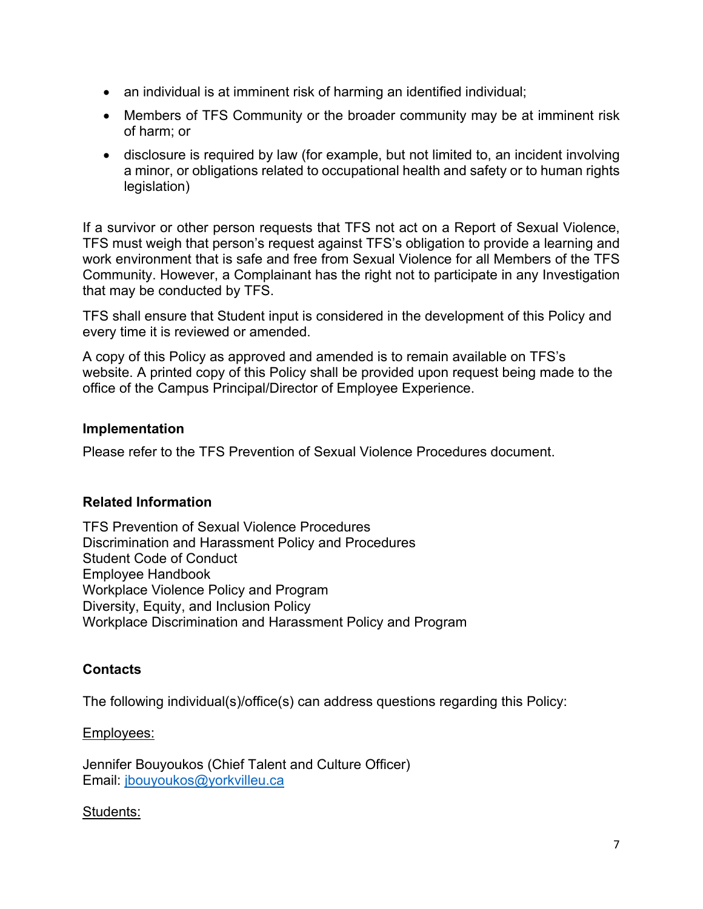- an individual is at imminent risk of harming an identified individual;
- Members of TFS Community or the broader community may be at imminent risk of harm; or
- disclosure is required by law (for example, but not limited to, an incident involving a minor, or obligations related to occupational health and safety or to human rights legislation)

If a survivor or other person requests that TFS not act on a Report of Sexual Violence, TFS must weigh that person's request against TFS's obligation to provide a learning and work environment that is safe and free from Sexual Violence for all Members of the TFS Community. However, a Complainant has the right not to participate in any Investigation that may be conducted by TFS.

TFS shall ensure that Student input is considered in the development of this Policy and every time it is reviewed or amended.

A copy of this Policy as approved and amended is to remain available on TFS's website. A printed copy of this Policy shall be provided upon request being made to the office of the Campus Principal/Director of Employee Experience.

**Implementation**

Please refer to the TFS Prevention of Sexual Violence Procedures document.

**Related Information**

TFS Prevention of Sexual Violence Procedures
Discrimination and Harassment Policy and Procedures
Student Code of Conduct
Employee Handbook
Workplace Violence Policy and Program
Diversity, Equity, and Inclusion Policy
Workplace Discrimination and Harassment Policy and Program

**Contacts**

The following individual(s)/office(s) can address questions regarding this Policy:

Employees:

Jennifer Bouyoukos (Chief Talent and Culture Officer)
Email: jbouyoukos@yorkvilleu.ca

Students: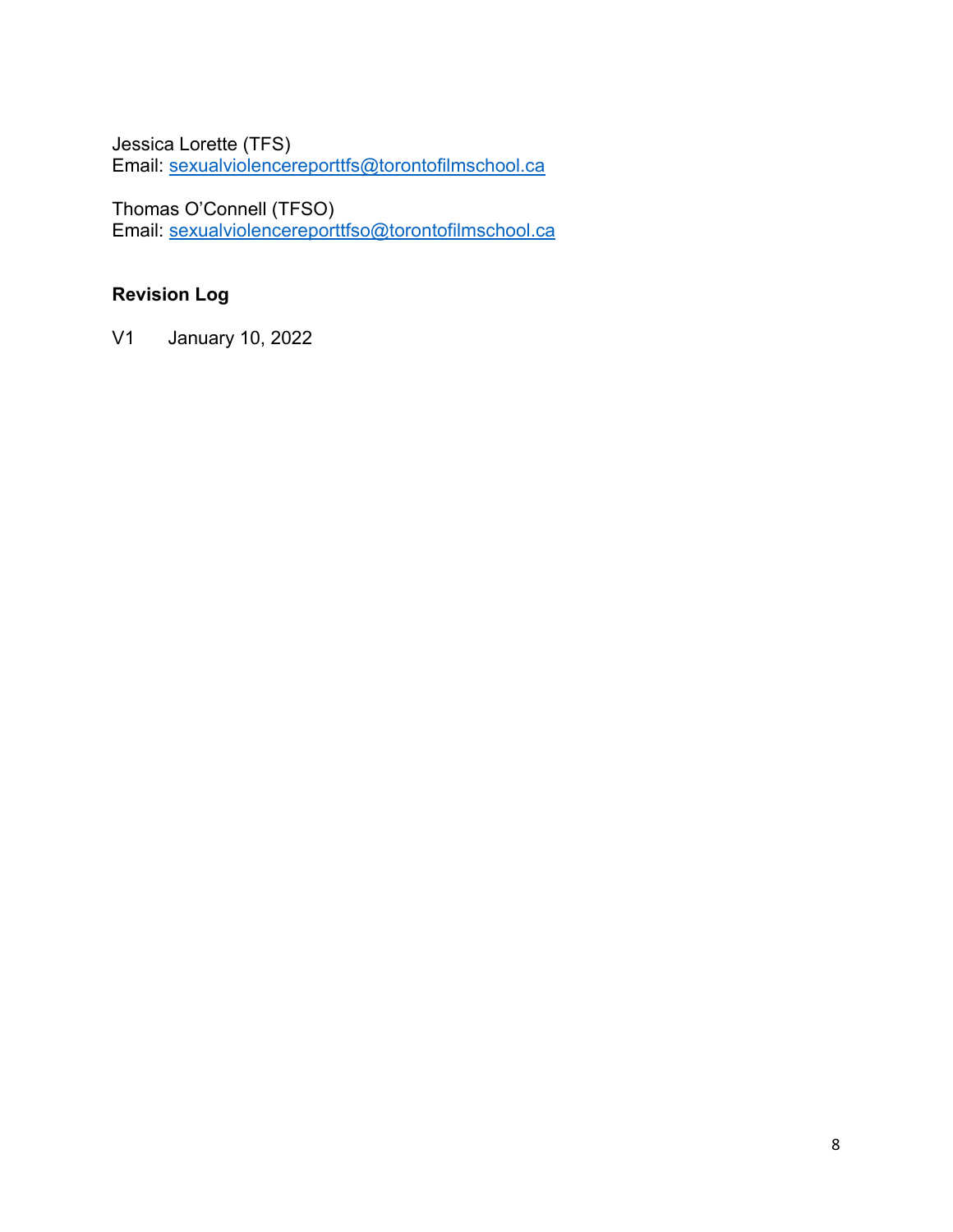Jessica Lorette (TFS)
Email: sexualviolencereporttfs@torontofilmschool.ca

Thomas O'Connell (TFSO)
Email: sexualviolencereporttfso@torontofilmschool.ca

**Revision Log**

V1 January 10, 2022